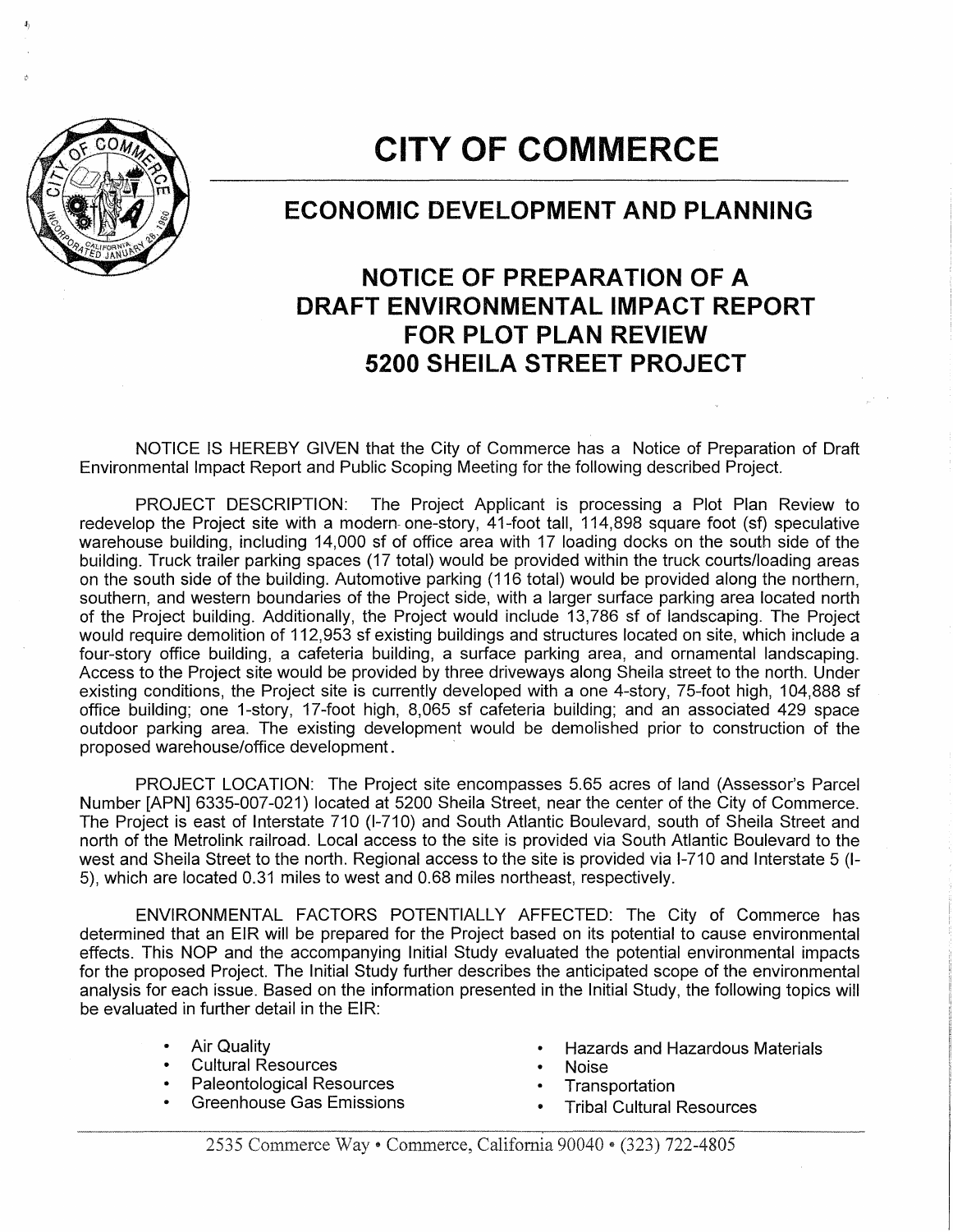# CITY OF COMMERCE

## ECONOMIC DEVELOPMENT AND PLANNING

## NOTICE OF PREPARATION OF A DRAFT ENVIRONMENTAL IMPACT REPORT FOR PLOT PLAN REVIEW 5200 SHEILA STREET PROJECT

NOTICE IS HEREBY GIVEN that the City of Commerce has a Notice of Preparation of Draft Environmental Impact Report and Public Scoping Meeting for the following described Project.

PROJECT DESCRIPTION: The Project Applicant is processing a Plot Plan Review to redevelop the Project site with a modern one-story, 41-foot tall, 114,898 square foot (sf) speculative warehouse building, including 14,000 sf of office area with 17 loading docks on the south side of the building. Truck trailer parking spaces (17 total) would be provided within the truck courts/loading areas on the south side of the building. Automotive parking (116 total) would be provided along the northern, southern, and western boundaries of the Project side, with a larger surface parking area located north of the Project building. Additionally, the Project would include 13,786 sf of landscaping. The Project would require demolition of 112,953 sf existing buildings and structures located on site, which include a four-story office building, a cafeteria building, a surface parking area, and ornamental landscaping. Access to the Project site would be provided by three driveways along Sheila street to the north. Under existing conditions, the Project site is currently developed with a one 4-story, 75-foot high, 104,888 sf office building; one 1-story, 17-foot high, 8,065 sf cafeteria building; and an associated 429 space outdoor parking area. The existing development would be demolished prior to construction of the proposed warehouse/office development.

PROJECT LOCATION: The Project site encompasses 5.65 acres of land (Assessor's Parcel Number [APN] 6335-007-021) located at 5200 Sheila Street, near the center of the City of Commerce. The Project is east of Interstate 710 (I-710) and South Atlantic Boulevard, south of Sheila Street and north of the Metrolink railroad. Local access to the site is provided via South Atlantic Boulevard to the west and Sheila Street to the north. Regional access to the site is provided via I-710 and Interstate 5 (I-5), which are located 0.31 miles to west and 0.68 miles northeast, respectively.

ENVIRONMENTAL FACTORS POTENTIALLY AFFECTED: The City of Commerce has determined that an EIR will be prepared for the Project based on its potential to cause environmental effects. This NOP and the accompanying Initial Study evaluated the potential environmental impacts for the proposed Project. The Initial Study further describes the anticipated scope of the environmental analysis for each issue. Based on the information presented in the Initial Study, the following topics will be evaluated in further detail in the EIR:

- Air Quality
- Cultural Resources
- Paleontological Resources
- Greenhouse Gas Emissions
- Hazards and Hazardous Materials
- Noise
- Transportation
- Tribal Cultural Resources

2535 Commerce Way • Commerce, California 90040 • (323) 722-4805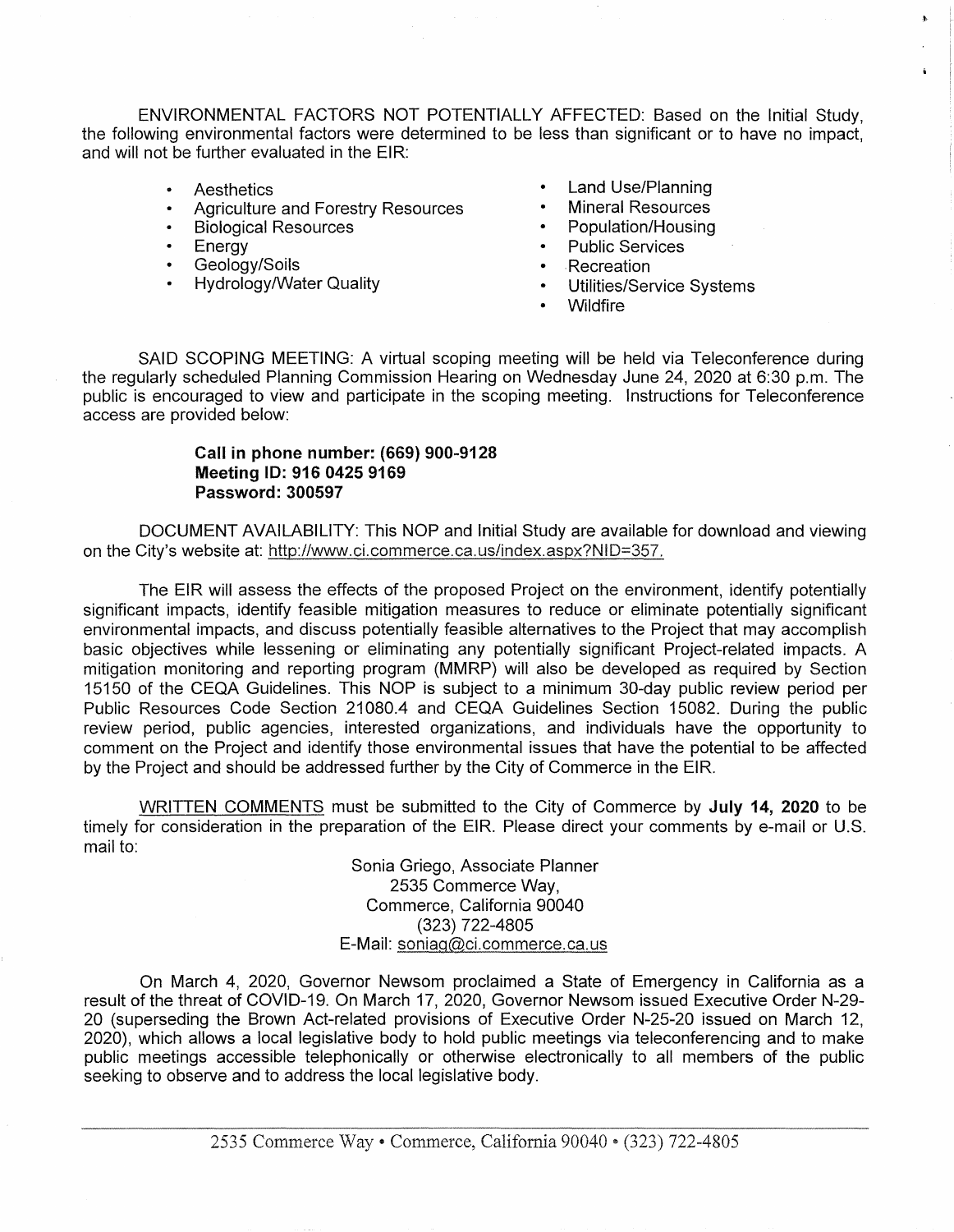ENVIRONMENTAL FACTORS NOT POTENTIALLY AFFECTED: Based on the Initial Study, the following environmental factors were determined to be less than significant or to have no impact, and will not be further evaluated in the EIR:

- Aesthetics
- Agriculture and Forestry Resources
- Biological Resources
- Energy
- Geology/Soils
- Hydrology/Water Quality
- Land Use/Planning
- Mineral Resources
- Population/Housing
- Public Services
- Recreation
- Utilities/Service Systems
- Wildfire

SAID SCOPING MEETING: A virtual scoping meeting will be held via Teleconference during the regularly scheduled Planning Commission Hearing on Wednesday June 24, 2020 at 6:30 p.m. The public is encouraged to view and participate in the scoping meeting. Instructions for Teleconference access are provided below:

**Call in phone number: (669) 900-9128**
**Meeting ID: 916 0425 9169**
**Password: 300597**

DOCUMENT AVAILABILITY: This NOP and Initial Study are available for download and viewing on the City's website at: http://www.ci.commerce.ca.us/index.aspx?NID=357.

The EIR will assess the effects of the proposed Project on the environment, identify potentially significant impacts, identify feasible mitigation measures to reduce or eliminate potentially significant environmental impacts, and discuss potentially feasible alternatives to the Project that may accomplish basic objectives while lessening or eliminating any potentially significant Project-related impacts. A mitigation monitoring and reporting program (MMRP) will also be developed as required by Section 15150 of the CEQA Guidelines. This NOP is subject to a minimum 30-day public review period per Public Resources Code Section 21080.4 and CEQA Guidelines Section 15082. During the public review period, public agencies, interested organizations, and individuals have the opportunity to comment on the Project and identify those environmental issues that have the potential to be affected by the Project and should be addressed further by the City of Commerce in the EIR.

WRITTEN COMMENTS must be submitted to the City of Commerce by **July 14, 2020** to be timely for consideration in the preparation of the EIR. Please direct your comments by e-mail or U.S. mail to:

Sonia Griego, Associate Planner
2535 Commerce Way,
Commerce, California 90040
(323) 722-4805
E-Mail: soniag@ci.commerce.ca.us

On March 4, 2020, Governor Newsom proclaimed a State of Emergency in California as a result of the threat of COVID-19. On March 17, 2020, Governor Newsom issued Executive Order N-29-20 (superseding the Brown Act-related provisions of Executive Order N-25-20 issued on March 12, 2020), which allows a local legislative body to hold public meetings via teleconferencing and to make public meetings accessible telephonically or otherwise electronically to all members of the public seeking to observe and to address the local legislative body.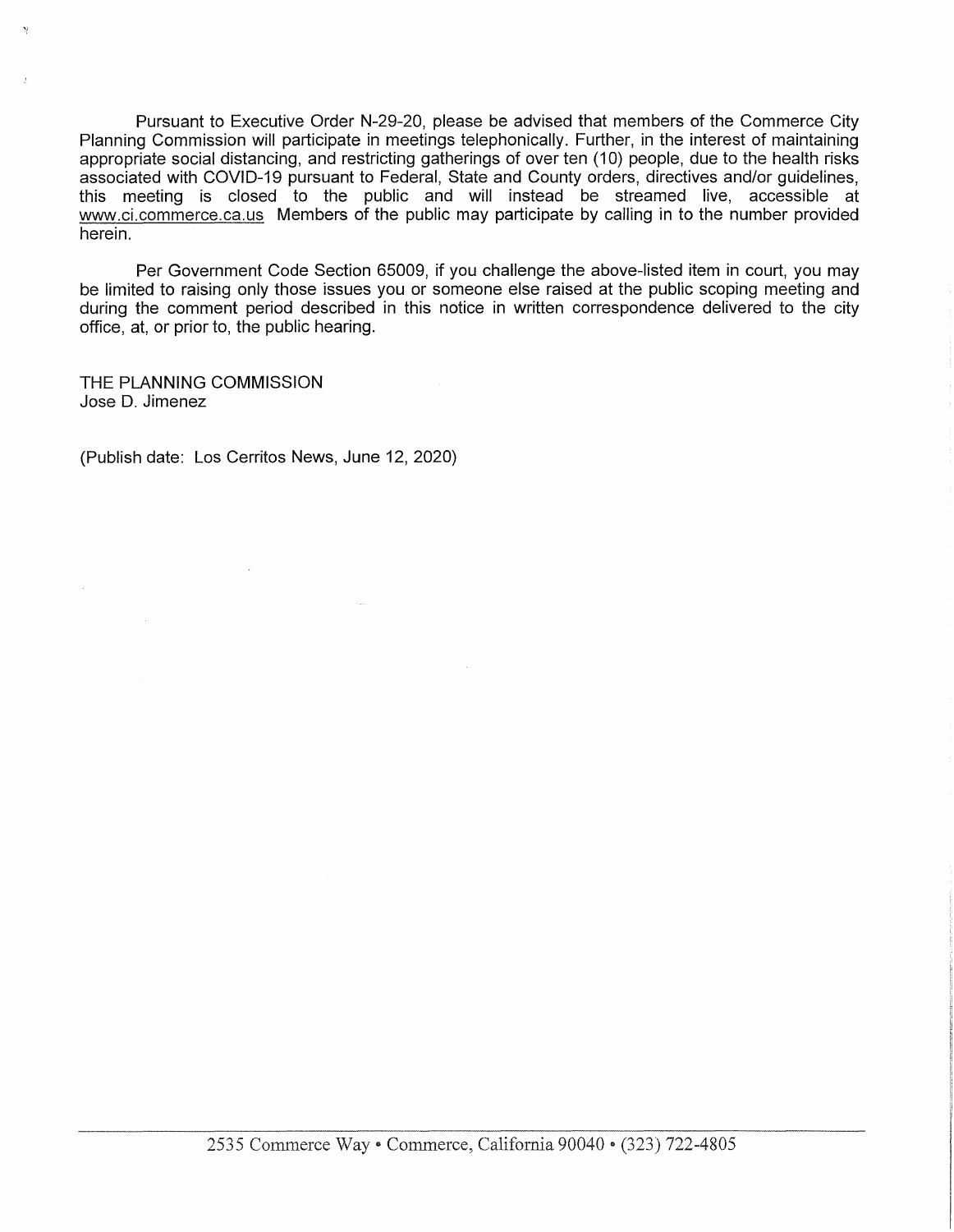Pursuant to Executive Order N-29-20, please be advised that members of the Commerce City Planning Commission will participate in meetings telephonically. Further, in the interest of maintaining appropriate social distancing, and restricting gatherings of over ten (10) people, due to the health risks associated with COVID-19 pursuant to Federal, State and County orders, directives and/or guidelines, this meeting is closed to the public and will instead be streamed live, accessible at www.ci.commerce.ca.us Members of the public may participate by calling in to the number provided herein.

Per Government Code Section 65009, if you challenge the above-listed item in court, you may be limited to raising only those issues you or someone else raised at the public scoping meeting and during the comment period described in this notice in written correspondence delivered to the city office, at, or prior to, the public hearing.

THE PLANNING COMMISSION
Jose D. Jimenez

(Publish date: Los Cerritos News, June 12, 2020)

2535 Commerce Way • Commerce, California 90040 • (323) 722-4805